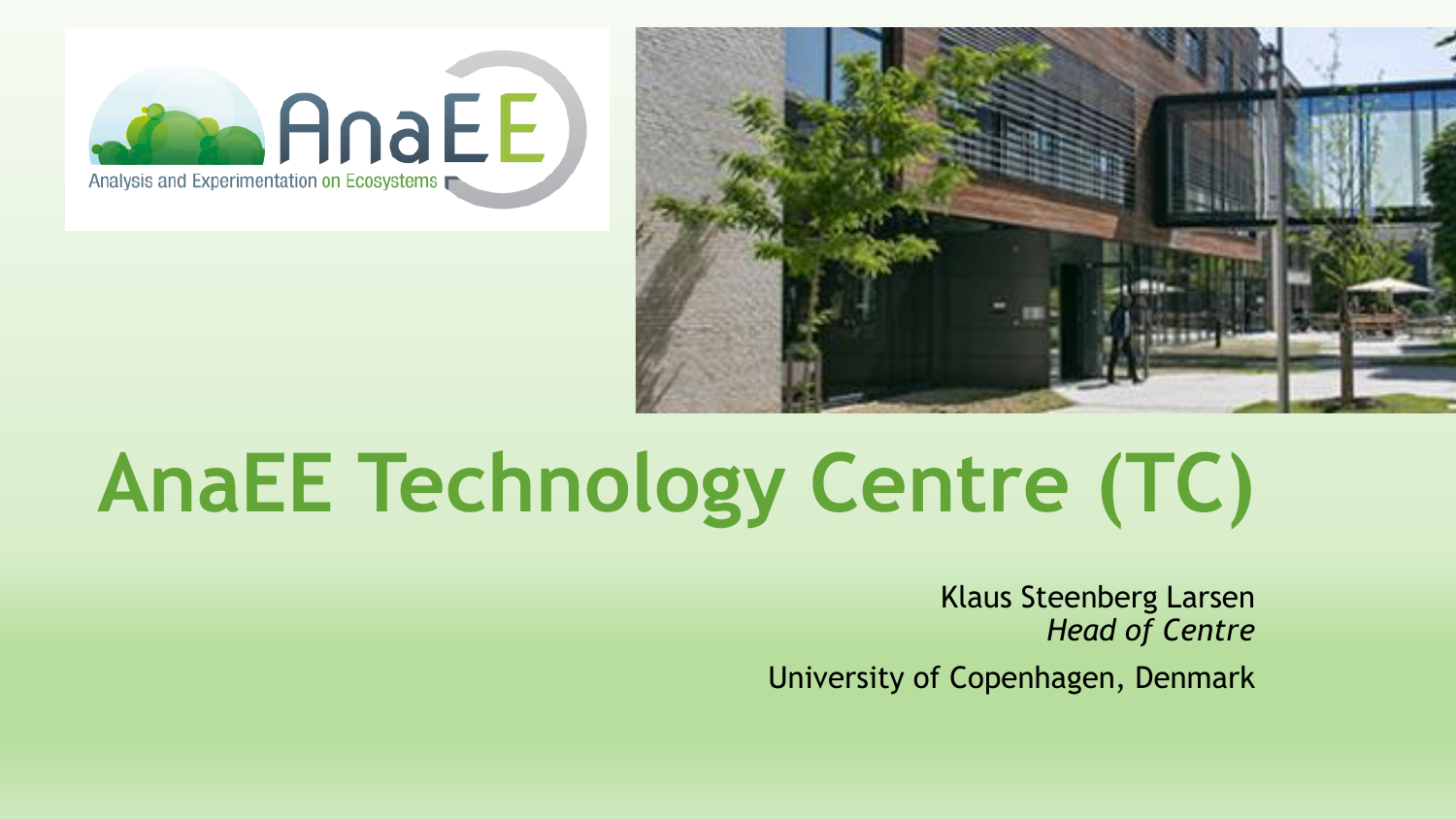# AnaEE Technology Centre (TC)

Klaus Steenberg Larsen
*Head of Centre*

University of Copenhagen, Denmark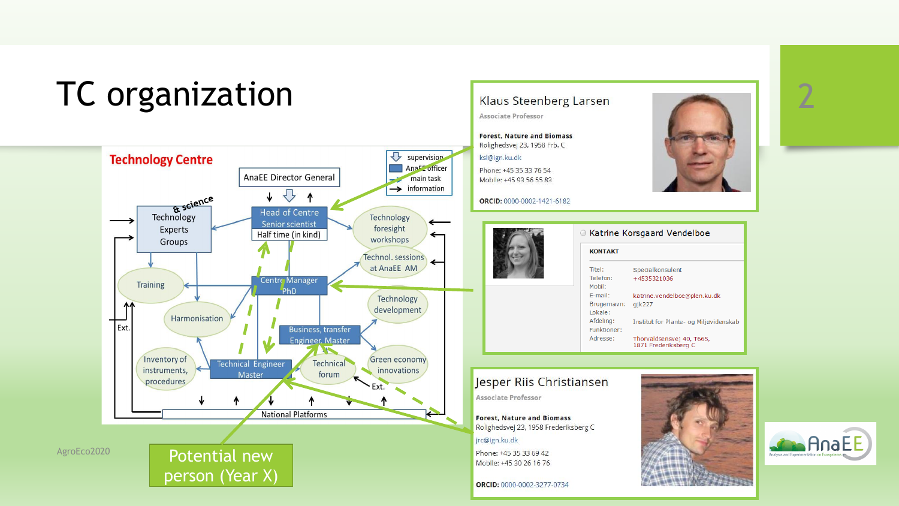# TC organization

## Technology Centre

- AnaEE Director General
- Head of Centre – Senior scientist – Half time (in kind)
- Technology Experts Groups & science
- Technology foresight workshops
- Technol. sessions at AnaEE AM
- Training
- Centre Manager PhD
- Technology development
- Harmonisation
- Business, transfer Engineer, Master
- Inventory of instruments, procedures
- Technical Engineer Master
- Technical forum
- Green economy innovations
- National Platforms
- Ext.

Legend: supervision; AnaEE officer; main task; information

**Klaus Steenberg Larsen**
Associate Professor

**Forest, Nature and Biomass**
Rolighedsvej 23, 1958 Frb. C
ksl@ign.ku.dk
Phone: +45 35 33 76 54
Mobile: +45 93 56 55 83

**ORCID:** 0000-0002-1421-6182

**Katrine Korsgaard Vendelboe**

KONTAKT

| | |
|---|---|
| Titel: | Specialkonsulent |
| Telefon: | +4535321036 |
| Mobil: | |
| E-mail: | katrine.vendelboe@plen.ku.dk |
| Brugernavn: | gjk227 |
| Lokale: | |
| Afdeling: | Institut for Plante- og Miljøvidenskab |
| Funktioner: | |
| Adresse: | Thorvaldsensvej 40, T665, 1871 Frederiksberg C |

**Jesper Riis Christiansen**
Associate Professor

**Forest, Nature and Biomass**
Rolighedsvej 23, 1958 Frederiksberg C
jrc@ign.ku.dk
Phone: +45 35 33 69 42
Mobile: +45 30 26 16 76

**ORCID:** 0000-0002-3277-0734

Potential new person (Year X)

AgroEco2020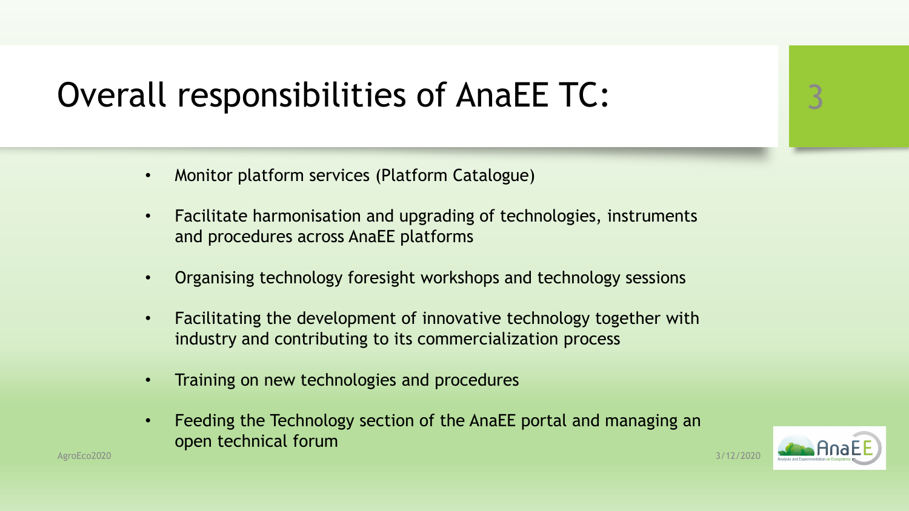# Overall responsibilities of AnaEE TC:

- Monitor platform services (Platform Catalogue)
- Facilitate harmonisation and upgrading of technologies, instruments and procedures across AnaEE platforms
- Organising technology foresight workshops and technology sessions
- Facilitating the development of innovative technology together with industry and contributing to its commercialization process
- Training on new technologies and procedures
- Feeding the Technology section of the AnaEE portal and managing an open technical forum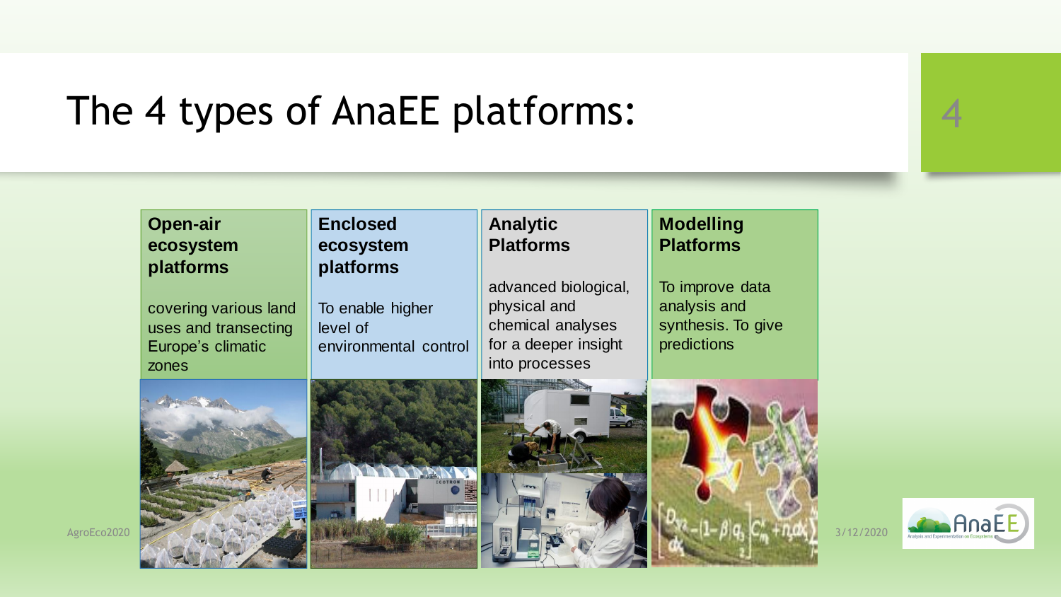# The 4 types of AnaEE platforms:

| Open-air ecosystem platforms | Enclosed ecosystem platforms | Analytic Platforms | Modelling Platforms |
| --- | --- | --- | --- |
| covering various land uses and transecting Europe's climatic zones | To enable higher level of environmental control | advanced biological, physical and chemical analyses for a deeper insight into processes | To improve data analysis and synthesis. To give predictions |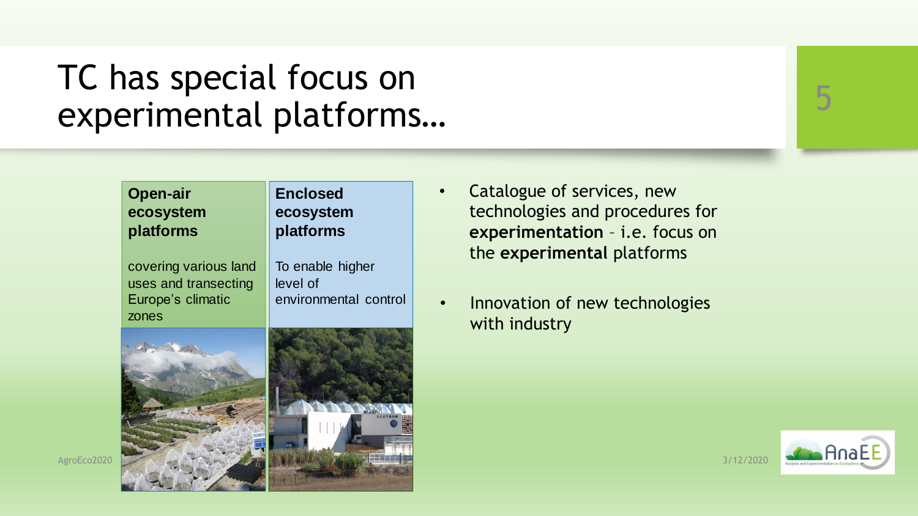# TC has special focus on experimental platforms…

| **Open-air ecosystem platforms** | **Enclosed ecosystem platforms** |
| --- | --- |
| covering various land uses and transecting Europe's climatic zones | To enable higher level of environmental control |

- Catalogue of services, new technologies and procedures for **experimentation** – i.e. focus on the **experimental** platforms
- Innovation of new technologies with industry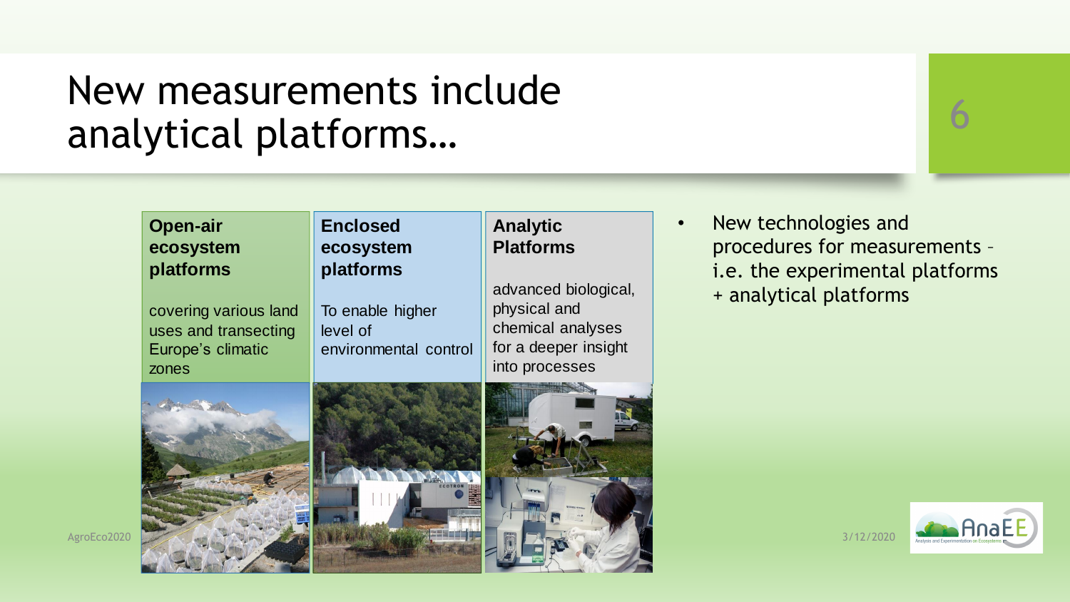# New measurements include analytical platforms…

| Open-air ecosystem platforms | Enclosed ecosystem platforms | Analytic Platforms |
| --- | --- | --- |
| covering various land uses and transecting Europe's climatic zones | To enable higher level of environmental control | advanced biological, physical and chemical analyses for a deeper insight into processes |

- New technologies and procedures for measurements – i.e. the experimental platforms + analytical platforms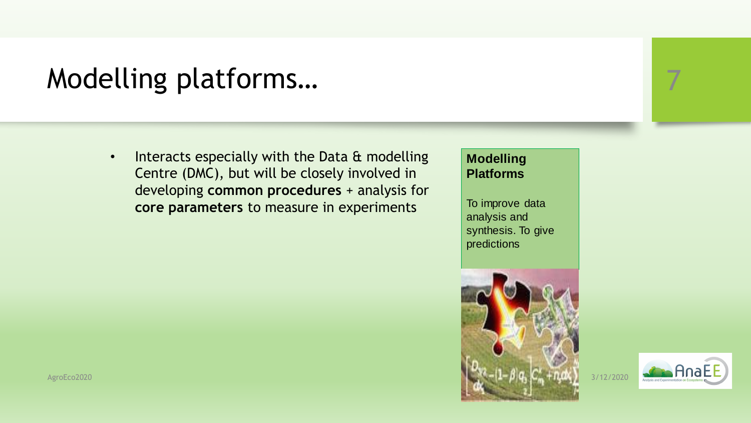# Modelling platforms…

- Interacts especially with the Data & modelling Centre (DMC), but will be closely involved in developing **common procedures** + analysis for **core parameters** to measure in experiments

**Modelling Platforms**

To improve data analysis and synthesis. To give predictions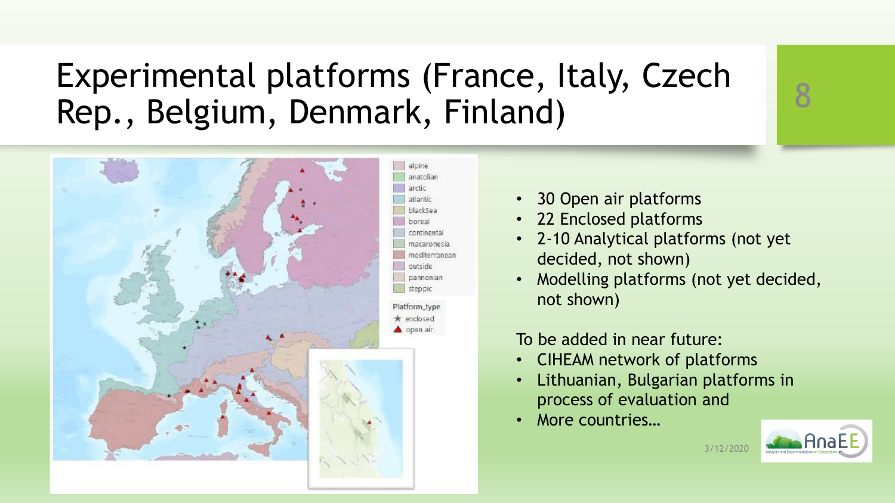# Experimental platforms (France, Italy, Czech Rep., Belgium, Denmark, Finland)

- 30 Open air platforms
- 22 Enclosed platforms
- 2-10 Analytical platforms (not yet decided, not shown)
- Modelling platforms (not yet decided, not shown)

To be added in near future:

- CIHEAM network of platforms
- Lithuanian, Bulgarian platforms in process of evaluation and
- More countries…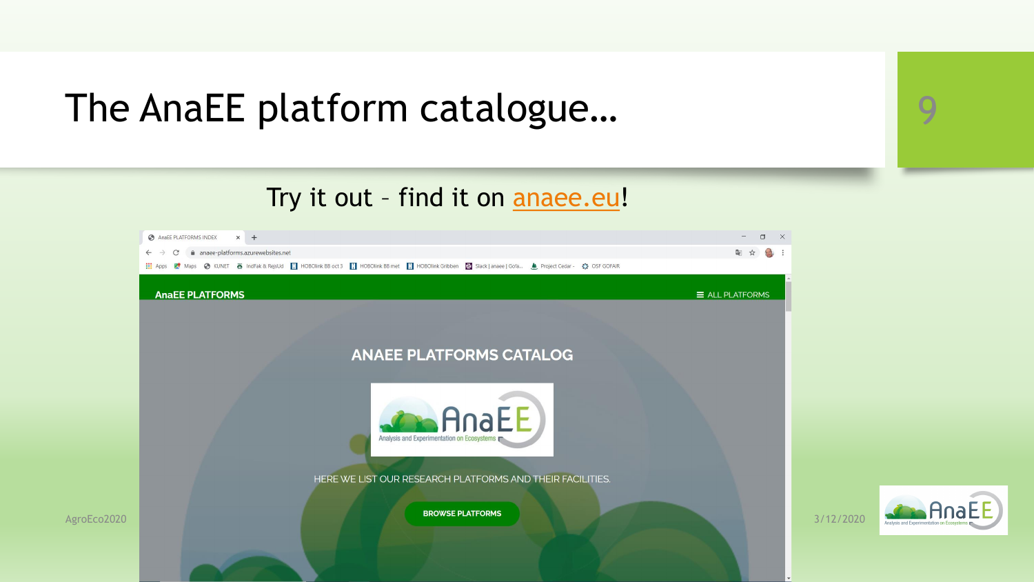# The AnaEE platform catalogue…

Try it out – find it on [anaee.eu](anaee.eu)!

AnaEE PLATFORMS ALL PLATFORMS

ANAEE PLATFORMS CATALOG

HERE WE LIST OUR RESEARCH PLATFORMS AND THEIR FACILITIES.

BROWSE PLATFORMS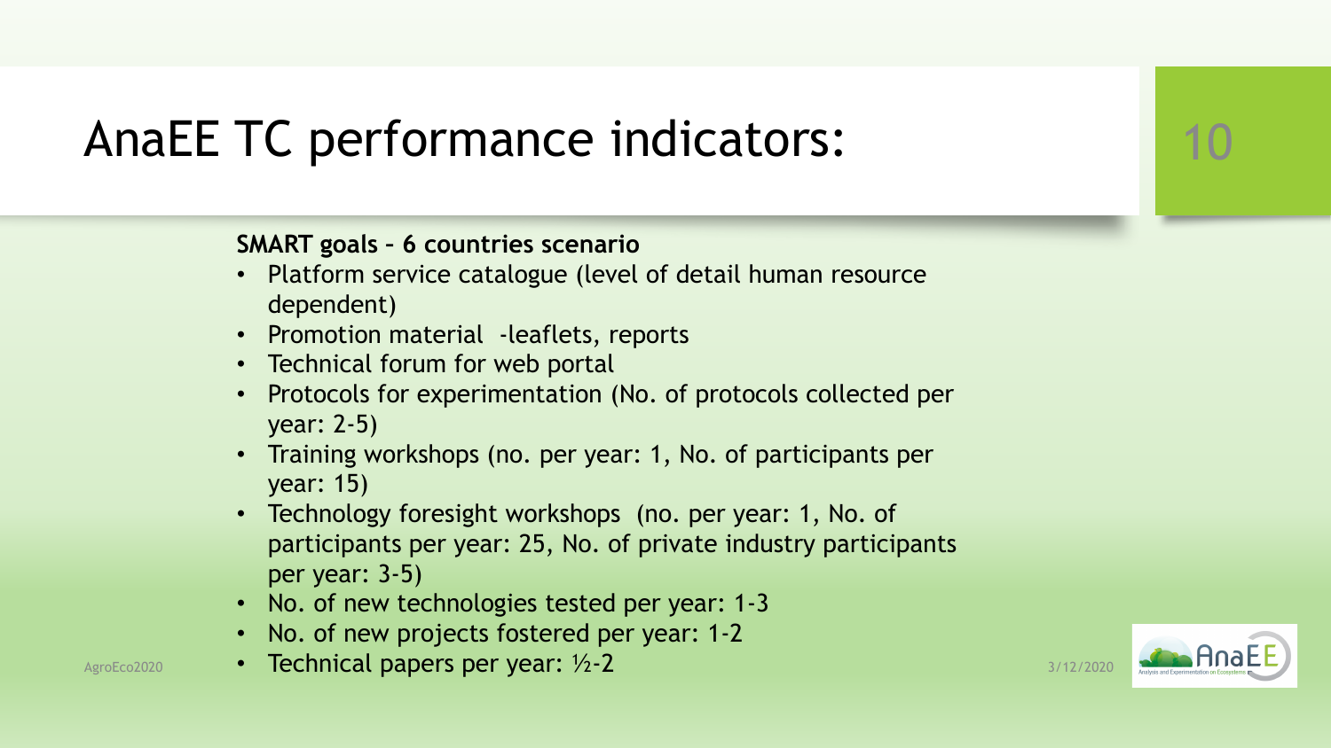# AnaEE TC performance indicators:

**SMART goals – 6 countries scenario**

- Platform service catalogue (level of detail human resource dependent)
- Promotion material -leaflets, reports
- Technical forum for web portal
- Protocols for experimentation (No. of protocols collected per year: 2-5)
- Training workshops (no. per year: 1, No. of participants per year: 15)
- Technology foresight workshops (no. per year: 1, No. of participants per year: 25, No. of private industry participants per year: 3-5)
- No. of new technologies tested per year: 1-3
- No. of new projects fostered per year: 1-2
- Technical papers per year: ½-2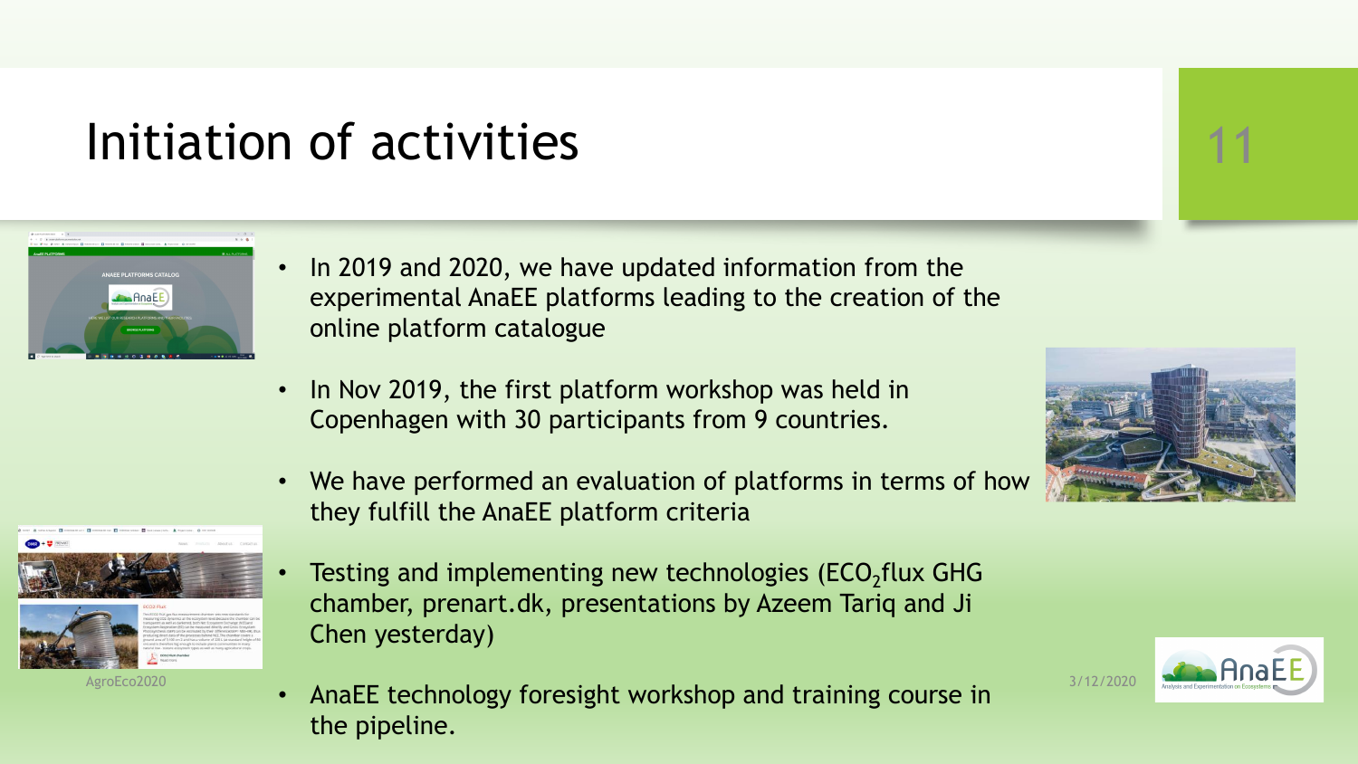# Initiation of activities

- In 2019 and 2020, we have updated information from the experimental AnaEE platforms leading to the creation of the online platform catalogue
- In Nov 2019, the first platform workshop was held in Copenhagen with 30 participants from 9 countries.
- We have performed an evaluation of platforms in terms of how they fulfill the AnaEE platform criteria
- Testing and implementing new technologies (ECO$_2$flux GHG chamber, prenart.dk, presentations by Azeem Tariq and Ji Chen yesterday)
- AnaEE technology foresight workshop and training course in the pipeline.